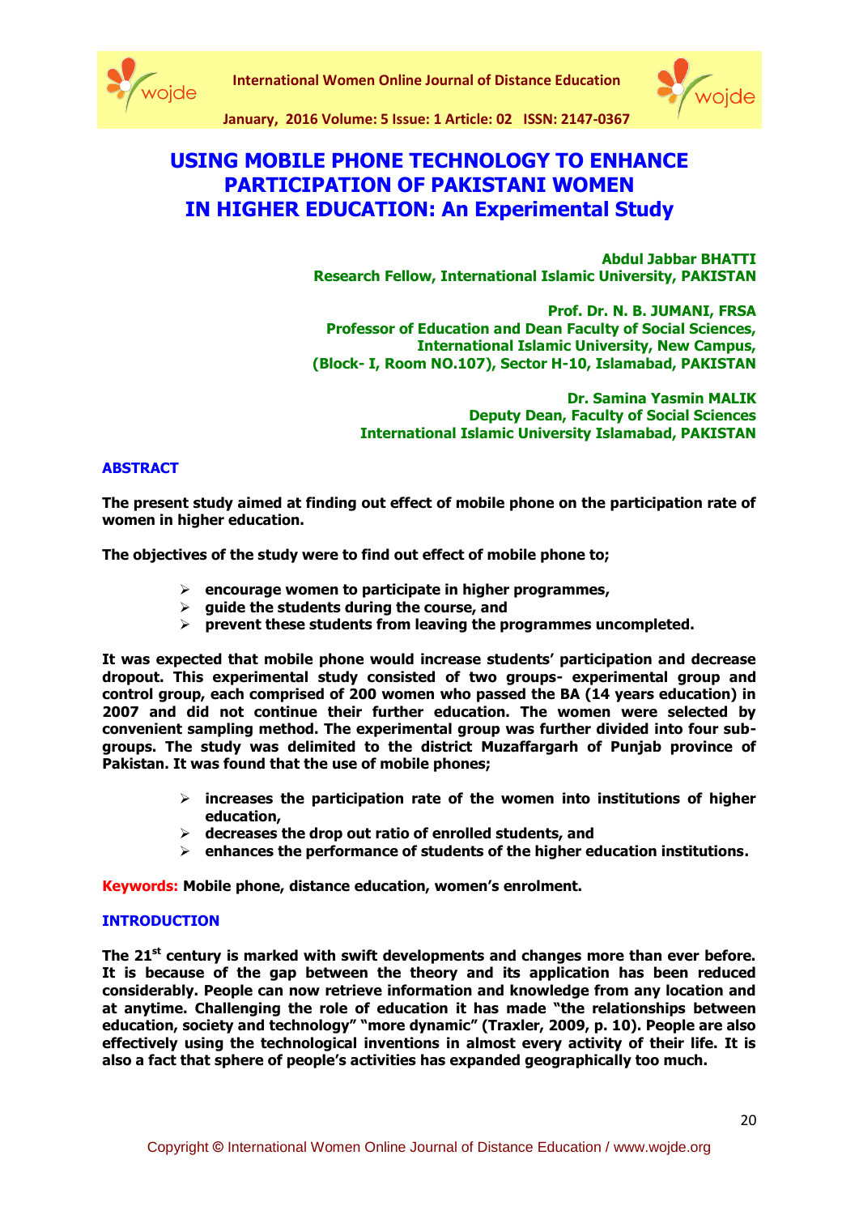# USING MOBILE PHONE TECHNOLOGY TO ENHANCE PARTICIPATION OF PAKISTANI WOMEN IN HIGHER EDUCATION: An Experimental Study

**Abdul Jabbar BHATTI**
**Research Fellow, International Islamic University, PAKISTAN**

**Prof. Dr. N. B. JUMANI, FRSA**
**Professor of Education and Dean Faculty of Social Sciences,**
**International Islamic University, New Campus,**
**(Block- I, Room NO.107), Sector H-10, Islamabad, PAKISTAN**

**Dr. Samina Yasmin MALIK**
**Deputy Dean, Faculty of Social Sciences**
**International Islamic University Islamabad, PAKISTAN**

## ABSTRACT

**The present study aimed at finding out effect of mobile phone on the participation rate of women in higher education.**

**The objectives of the study were to find out effect of mobile phone to;**

- **encourage women to participate in higher programmes,**
- **guide the students during the course, and**
- **prevent these students from leaving the programmes uncompleted.**

**It was expected that mobile phone would increase students' participation and decrease dropout. This experimental study consisted of two groups- experimental group and control group, each comprised of 200 women who passed the BA (14 years education) in 2007 and did not continue their further education. The women were selected by convenient sampling method. The experimental group was further divided into four sub-groups. The study was delimited to the district Muzaffargarh of Punjab province of Pakistan. It was found that the use of mobile phones;**

- **increases the participation rate of the women into institutions of higher education,**
- **decreases the drop out ratio of enrolled students, and**
- **enhances the performance of students of the higher education institutions.**

**Keywords:** **Mobile phone, distance education, women's enrolment.**

## INTRODUCTION

**The 21st century is marked with swift developments and changes more than ever before. It is because of the gap between the theory and its application has been reduced considerably. People can now retrieve information and knowledge from any location and at anytime. Challenging the role of education it has made "the relationships between education, society and technology" "more dynamic" (Traxler, 2009, p. 10). People are also effectively using the technological inventions in almost every activity of their life. It is also a fact that sphere of people's activities has expanded geographically too much.**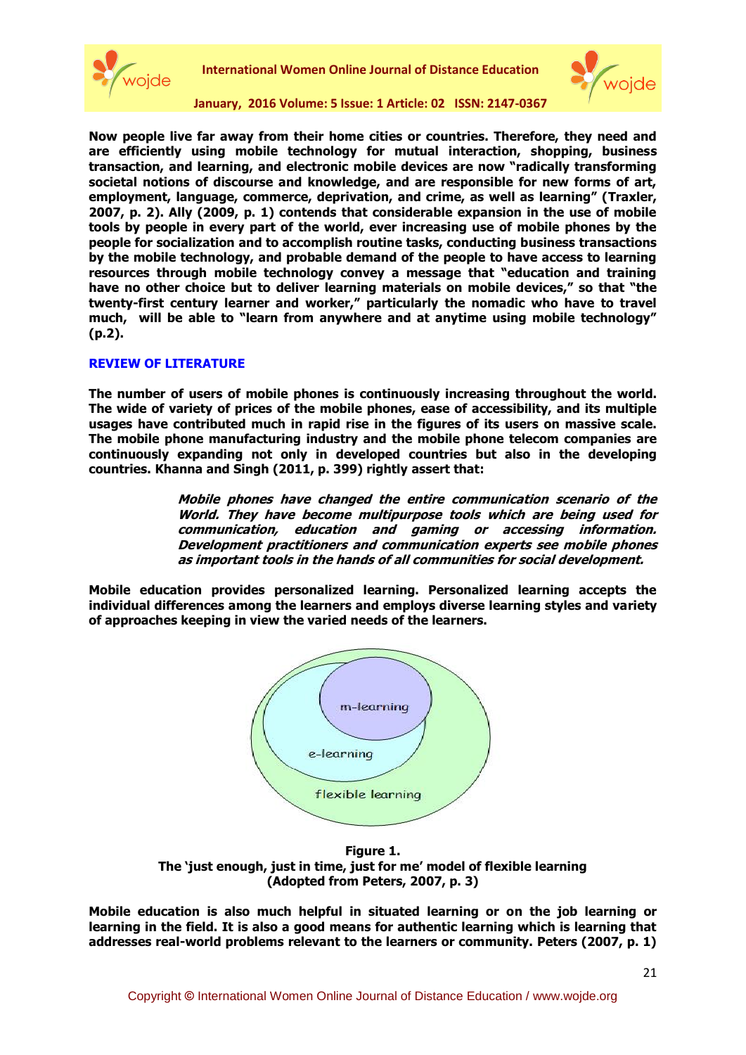Now people live far away from their home cities or countries. Therefore, they need and are efficiently using mobile technology for mutual interaction, shopping, business transaction, and learning, and electronic mobile devices are now "radically transforming societal notions of discourse and knowledge, and are responsible for new forms of art, employment, language, commerce, deprivation, and crime, as well as learning" (Traxler, 2007, p. 2). Ally (2009, p. 1) contends that considerable expansion in the use of mobile tools by people in every part of the world, ever increasing use of mobile phones by the people for socialization and to accomplish routine tasks, conducting business transactions by the mobile technology, and probable demand of the people to have access to learning resources through mobile technology convey a message that "education and training have no other choice but to deliver learning materials on mobile devices," so that "the twenty-first century learner and worker," particularly the nomadic who have to travel much, will be able to "learn from anywhere and at anytime using mobile technology" (p.2).

## REVIEW OF LITERATURE

The number of users of mobile phones is continuously increasing throughout the world. The wide of variety of prices of the mobile phones, ease of accessibility, and its multiple usages have contributed much in rapid rise in the figures of its users on massive scale. The mobile phone manufacturing industry and the mobile phone telecom companies are continuously expanding not only in developed countries but also in the developing countries. Khanna and Singh (2011, p. 399) rightly assert that:

> *Mobile phones have changed the entire communication scenario of the World. They have become multipurpose tools which are being used for communication, education and gaming or accessing information. Development practitioners and communication experts see mobile phones as important tools in the hands of all communities for social development.*

Mobile education provides personalized learning. Personalized learning accepts the individual differences among the learners and employs diverse learning styles and variety of approaches keeping in view the varied needs of the learners.

m-learning

e-learning

flexible learning

**Figure 1.**
**The 'just enough, just in time, just for me' model of flexible learning (Adopted from Peters, 2007, p. 3)**

Mobile education is also much helpful in situated learning or on the job learning or learning in the field. It is also a good means for authentic learning which is learning that addresses real-world problems relevant to the learners or community. Peters (2007, p. 1)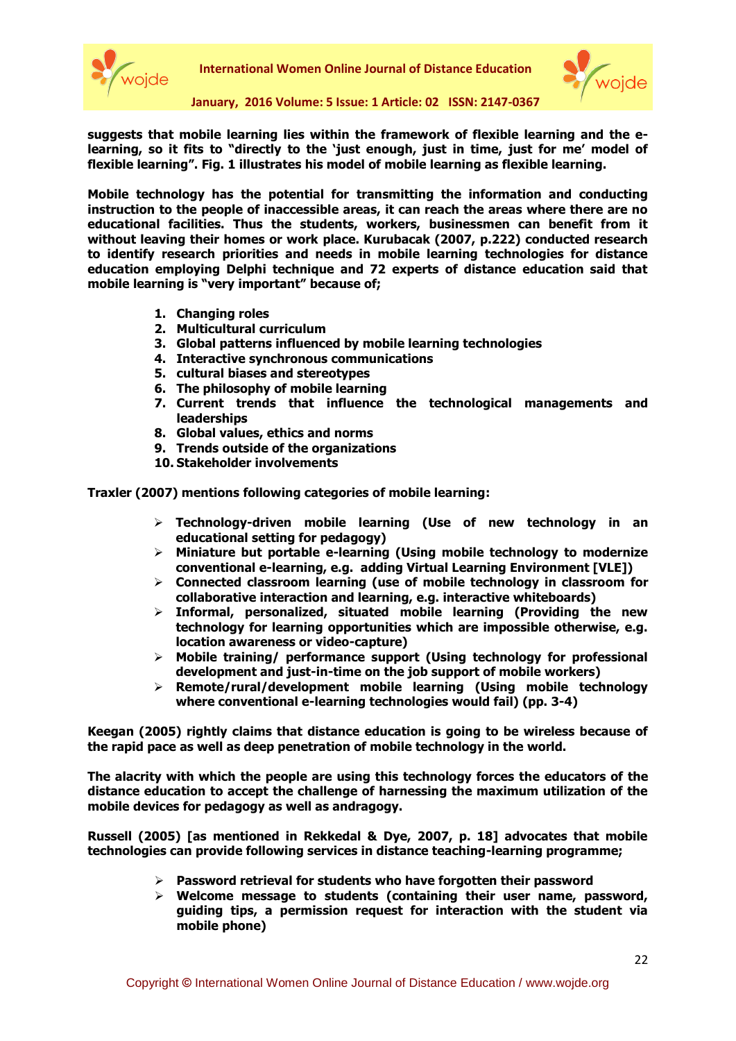**suggests that mobile learning lies within the framework of flexible learning and the e-learning, so it fits to "directly to the 'just enough, just in time, just for me' model of flexible learning". Fig. 1 illustrates his model of mobile learning as flexible learning.**

**Mobile technology has the potential for transmitting the information and conducting instruction to the people of inaccessible areas, it can reach the areas where there are no educational facilities. Thus the students, workers, businessmen can benefit from it without leaving their homes or work place. Kurubacak (2007, p.222) conducted research to identify research priorities and needs in mobile learning technologies for distance education employing Delphi technique and 72 experts of distance education said that mobile learning is "very important" because of;**

1. **Changing roles**
2. **Multicultural curriculum**
3. **Global patterns influenced by mobile learning technologies**
4. **Interactive synchronous communications**
5. **cultural biases and stereotypes**
6. **The philosophy of mobile learning**
7. **Current trends that influence the technological managements and leaderships**
8. **Global values, ethics and norms**
9. **Trends outside of the organizations**
10. **Stakeholder involvements**

**Traxler (2007) mentions following categories of mobile learning:**

- **Technology-driven mobile learning (Use of new technology in an educational setting for pedagogy)**
- **Miniature but portable e-learning (Using mobile technology to modernize conventional e-learning, e.g. adding Virtual Learning Environment [VLE])**
- **Connected classroom learning (use of mobile technology in classroom for collaborative interaction and learning, e.g. interactive whiteboards)**
- **Informal, personalized, situated mobile learning (Providing the new technology for learning opportunities which are impossible otherwise, e.g. location awareness or video-capture)**
- **Mobile training/ performance support (Using technology for professional development and just-in-time on the job support of mobile workers)**
- **Remote/rural/development mobile learning (Using mobile technology where conventional e-learning technologies would fail) (pp. 3-4)**

**Keegan (2005) rightly claims that distance education is going to be wireless because of the rapid pace as well as deep penetration of mobile technology in the world.**

**The alacrity with which the people are using this technology forces the educators of the distance education to accept the challenge of harnessing the maximum utilization of the mobile devices for pedagogy as well as andragogy.**

**Russell (2005) [as mentioned in Rekkedal & Dye, 2007, p. 18] advocates that mobile technologies can provide following services in distance teaching-learning programme;**

- **Password retrieval for students who have forgotten their password**
- **Welcome message to students (containing their user name, password, guiding tips, a permission request for interaction with the student via mobile phone)**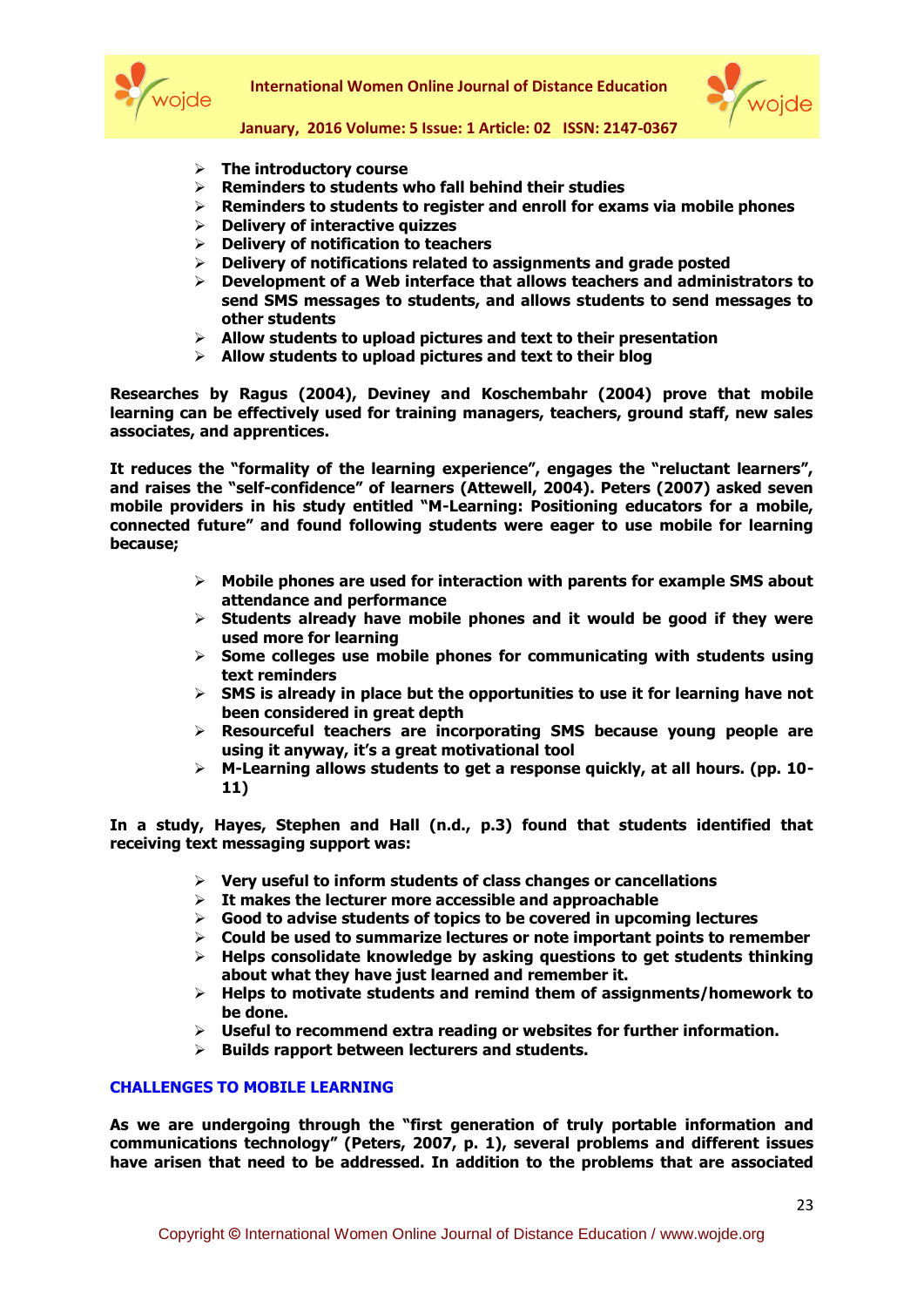- **The introductory course**
- **Reminders to students who fall behind their studies**
- **Reminders to students to register and enroll for exams via mobile phones**
- **Delivery of interactive quizzes**
- **Delivery of notification to teachers**
- **Delivery of notifications related to assignments and grade posted**
- **Development of a Web interface that allows teachers and administrators to send SMS messages to students, and allows students to send messages to other students**
- **Allow students to upload pictures and text to their presentation**
- **Allow students to upload pictures and text to their blog**

**Researches by Ragus (2004), Deviney and Koschembahr (2004) prove that mobile learning can be effectively used for training managers, teachers, ground staff, new sales associates, and apprentices.**

**It reduces the "formality of the learning experience", engages the "reluctant learners", and raises the "self-confidence" of learners (Attewell, 2004). Peters (2007) asked seven mobile providers in his study entitled "M-Learning: Positioning educators for a mobile, connected future" and found following students were eager to use mobile for learning because;**

- **Mobile phones are used for interaction with parents for example SMS about attendance and performance**
- **Students already have mobile phones and it would be good if they were used more for learning**
- **Some colleges use mobile phones for communicating with students using text reminders**
- **SMS is already in place but the opportunities to use it for learning have not been considered in great depth**
- **Resourceful teachers are incorporating SMS because young people are using it anyway, it's a great motivational tool**
- **M-Learning allows students to get a response quickly, at all hours. (pp. 10-11)**

**In a study, Hayes, Stephen and Hall (n.d., p.3) found that students identified that receiving text messaging support was:**

- **Very useful to inform students of class changes or cancellations**
- **It makes the lecturer more accessible and approachable**
- **Good to advise students of topics to be covered in upcoming lectures**
- **Could be used to summarize lectures or note important points to remember**
- **Helps consolidate knowledge by asking questions to get students thinking about what they have just learned and remember it.**
- **Helps to motivate students and remind them of assignments/homework to be done.**
- **Useful to recommend extra reading or websites for further information.**
- **Builds rapport between lecturers and students.**

## CHALLENGES TO MOBILE LEARNING

**As we are undergoing through the "first generation of truly portable information and communications technology" (Peters, 2007, p. 1), several problems and different issues have arisen that need to be addressed. In addition to the problems that are associated**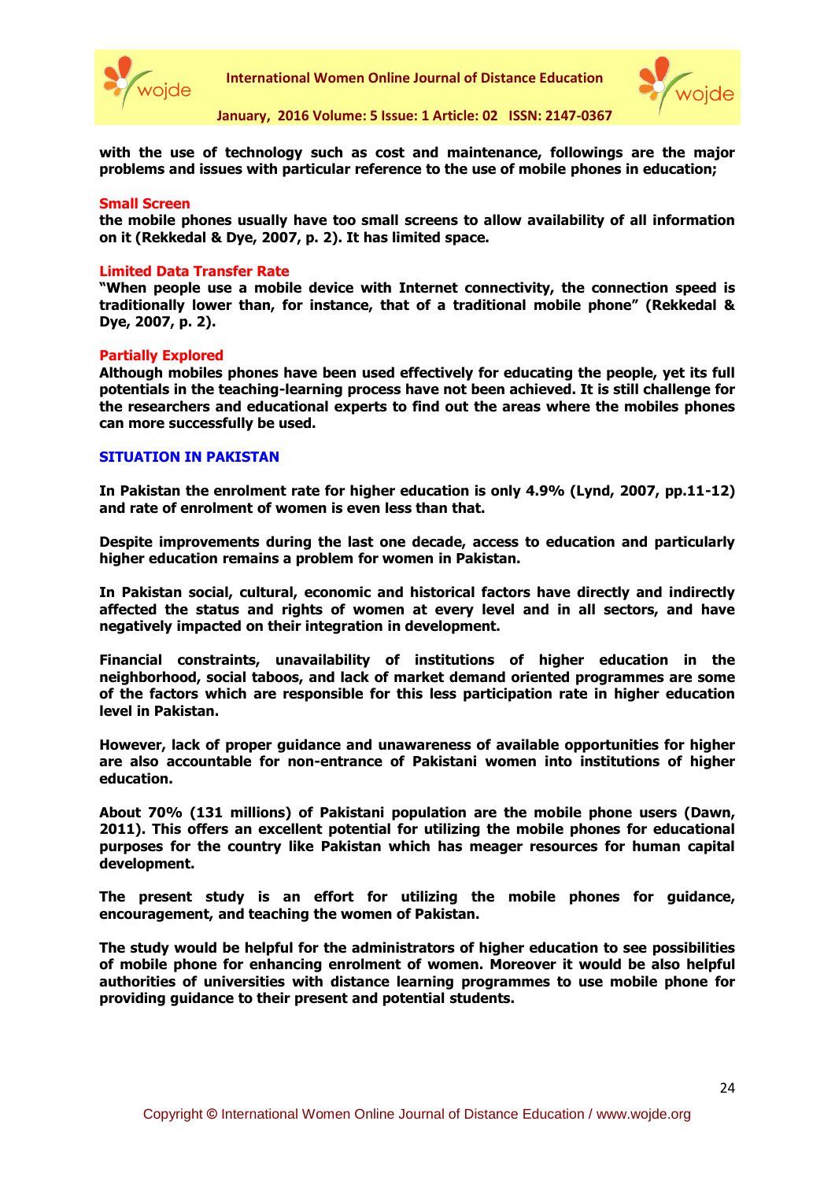**with the use of technology such as cost and maintenance, followings are the major problems and issues with particular reference to the use of mobile phones in education;**

### Small Screen

**the mobile phones usually have too small screens to allow availability of all information on it (Rekkedal & Dye, 2007, p. 2). It has limited space.**

### Limited Data Transfer Rate

**"When people use a mobile device with Internet connectivity, the connection speed is traditionally lower than, for instance, that of a traditional mobile phone" (Rekkedal & Dye, 2007, p. 2).**

### Partially Explored

**Although mobiles phones have been used effectively for educating the people, yet its full potentials in the teaching-learning process have not been achieved. It is still challenge for the researchers and educational experts to find out the areas where the mobiles phones can more successfully be used.**

## SITUATION IN PAKISTAN

**In Pakistan the enrolment rate for higher education is only 4.9% (Lynd, 2007, pp.11-12) and rate of enrolment of women is even less than that.**

**Despite improvements during the last one decade, access to education and particularly higher education remains a problem for women in Pakistan.**

**In Pakistan social, cultural, economic and historical factors have directly and indirectly affected the status and rights of women at every level and in all sectors, and have negatively impacted on their integration in development.**

**Financial constraints, unavailability of institutions of higher education in the neighborhood, social taboos, and lack of market demand oriented programmes are some of the factors which are responsible for this less participation rate in higher education level in Pakistan.**

**However, lack of proper guidance and unawareness of available opportunities for higher are also accountable for non-entrance of Pakistani women into institutions of higher education.**

**About 70% (131 millions) of Pakistani population are the mobile phone users (Dawn, 2011). This offers an excellent potential for utilizing the mobile phones for educational purposes for the country like Pakistan which has meager resources for human capital development.**

**The present study is an effort for utilizing the mobile phones for guidance, encouragement, and teaching the women of Pakistan.**

**The study would be helpful for the administrators of higher education to see possibilities of mobile phone for enhancing enrolment of women. Moreover it would be also helpful authorities of universities with distance learning programmes to use mobile phone for providing guidance to their present and potential students.**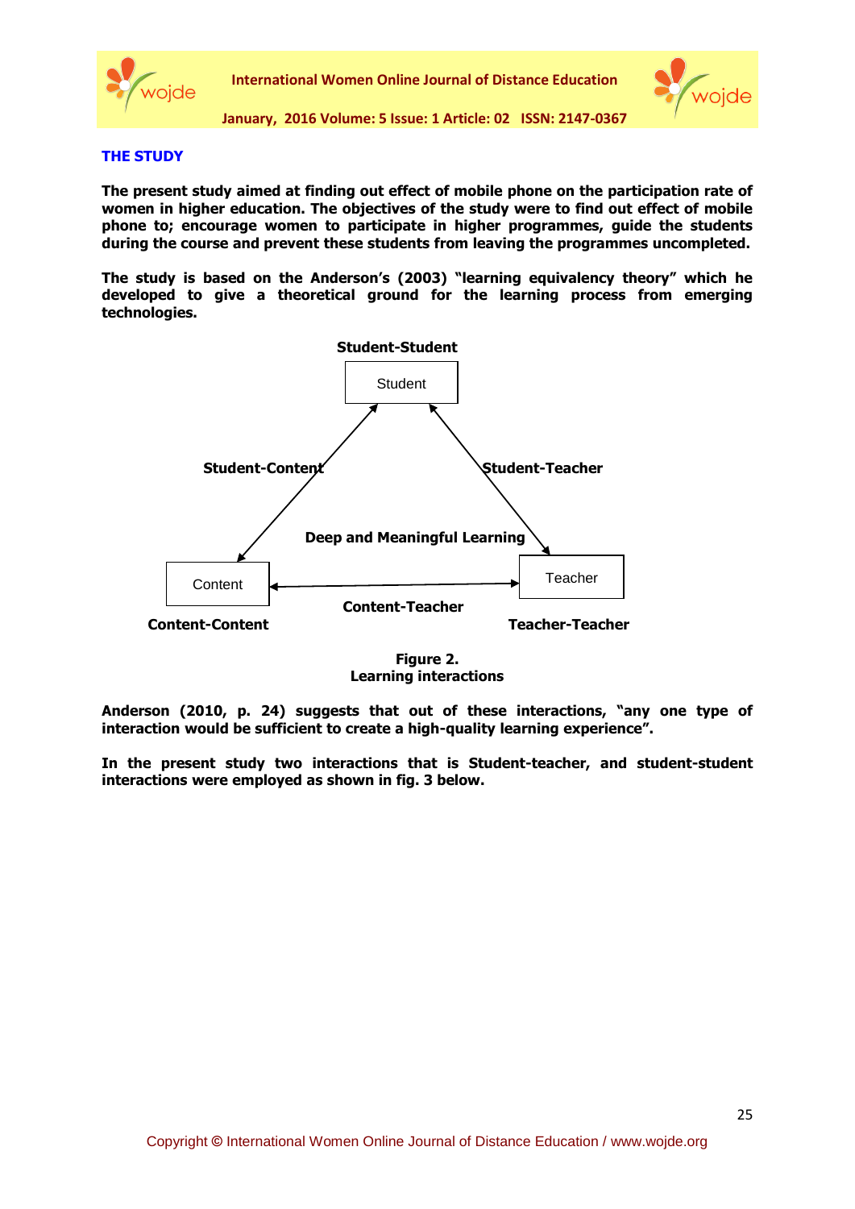## THE STUDY

**The present study aimed at finding out effect of mobile phone on the participation rate of women in higher education. The objectives of the study were to find out effect of mobile phone to; encourage women to participate in higher programmes, guide the students during the course and prevent these students from leaving the programmes uncompleted.**

**The study is based on the Anderson's (2003) "learning equivalency theory" which he developed to give a theoretical ground for the learning process from emerging technologies.**

**Student-Student**

Student

**Student-Content**

**Student-Teacher**

**Deep and Meaningful Learning**

Content

Teacher

**Content-Teacher**

**Content-Content**

**Teacher-Teacher**

**Figure 2.**
**Learning interactions**

**Anderson (2010, p. 24) suggests that out of these interactions, "any one type of interaction would be sufficient to create a high-quality learning experience".**

**In the present study two interactions that is Student-teacher, and student-student interactions were employed as shown in fig. 3 below.**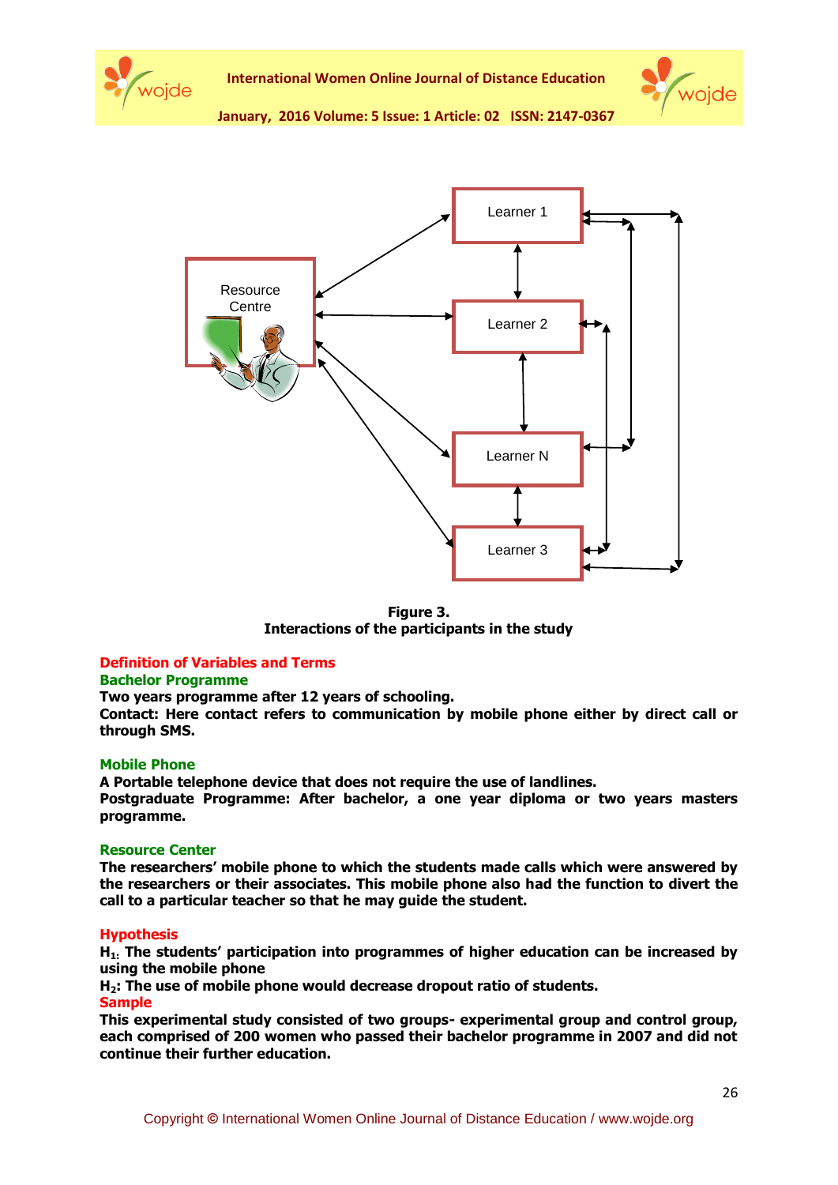**Figure 3.**
**Interactions of the participants in the study**

## Definition of Variables and Terms

### Bachelor Programme

**Two years programme after 12 years of schooling.**

**Contact: Here contact refers to communication by mobile phone either by direct call or through SMS.**

### Mobile Phone

**A Portable telephone device that does not require the use of landlines.**

**Postgraduate Programme: After bachelor, a one year diploma or two years masters programme.**

### Resource Center

**The researchers' mobile phone to which the students made calls which were answered by the researchers or their associates. This mobile phone also had the function to divert the call to a particular teacher so that he may guide the student.**

## Hypothesis

**$H_1$: The students' participation into programmes of higher education can be increased by using the mobile phone**

**$H_2$: The use of mobile phone would decrease dropout ratio of students.**

## Sample

**This experimental study consisted of two groups- experimental group and control group, each comprised of 200 women who passed their bachelor programme in 2007 and did not continue their further education.**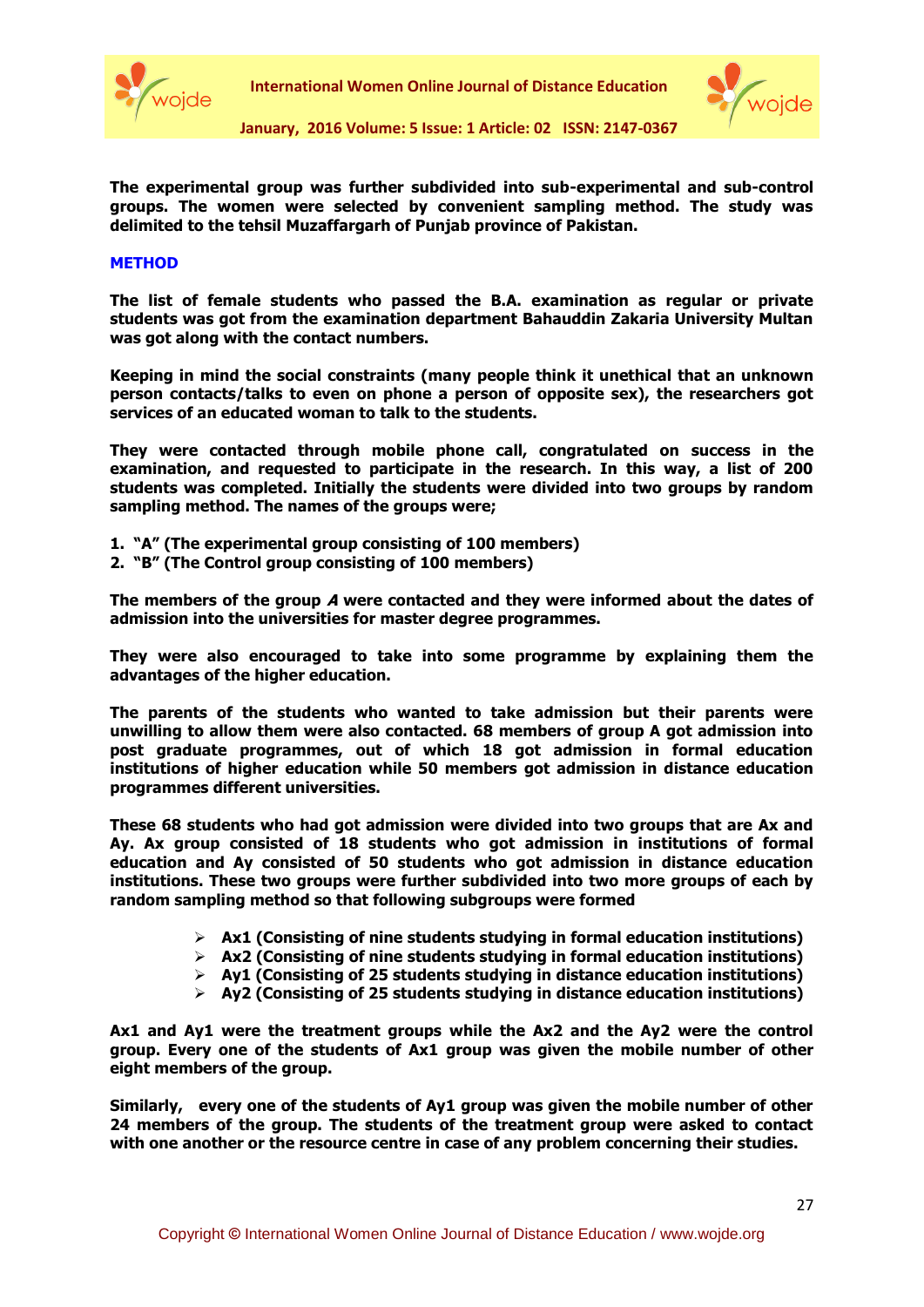**The experimental group was further subdivided into sub-experimental and sub-control groups. The women were selected by convenient sampling method. The study was delimited to the tehsil Muzaffargarh of Punjab province of Pakistan.**

## METHOD

**The list of female students who passed the B.A. examination as regular or private students was got from the examination department Bahauddin Zakaria University Multan was got along with the contact numbers.**

**Keeping in mind the social constraints (many people think it unethical that an unknown person contacts/talks to even on phone a person of opposite sex), the researchers got services of an educated woman to talk to the students.**

**They were contacted through mobile phone call, congratulated on success in the examination, and requested to participate in the research. In this way, a list of 200 students was completed. Initially the students were divided into two groups by random sampling method. The names of the groups were;**

1. **"A" (The experimental group consisting of 100 members)**
2. **"B" (The Control group consisting of 100 members)**

**The members of the group *A* were contacted and they were informed about the dates of admission into the universities for master degree programmes.**

**They were also encouraged to take into some programme by explaining them the advantages of the higher education.**

**The parents of the students who wanted to take admission but their parents were unwilling to allow them were also contacted. 68 members of group A got admission into post graduate programmes, out of which 18 got admission in formal education institutions of higher education while 50 members got admission in distance education programmes different universities.**

**These 68 students who had got admission were divided into two groups that are Ax and Ay. Ax group consisted of 18 students who got admission in institutions of formal education and Ay consisted of 50 students who got admission in distance education institutions. These two groups were further subdivided into two more groups of each by random sampling method so that following subgroups were formed**

- **Ax1 (Consisting of nine students studying in formal education institutions)**
- **Ax2 (Consisting of nine students studying in formal education institutions)**
- **Ay1 (Consisting of 25 students studying in distance education institutions)**
- **Ay2 (Consisting of 25 students studying in distance education institutions)**

**Ax1 and Ay1 were the treatment groups while the Ax2 and the Ay2 were the control group. Every one of the students of Ax1 group was given the mobile number of other eight members of the group.**

**Similarly, every one of the students of Ay1 group was given the mobile number of other 24 members of the group. The students of the treatment group were asked to contact with one another or the resource centre in case of any problem concerning their studies.**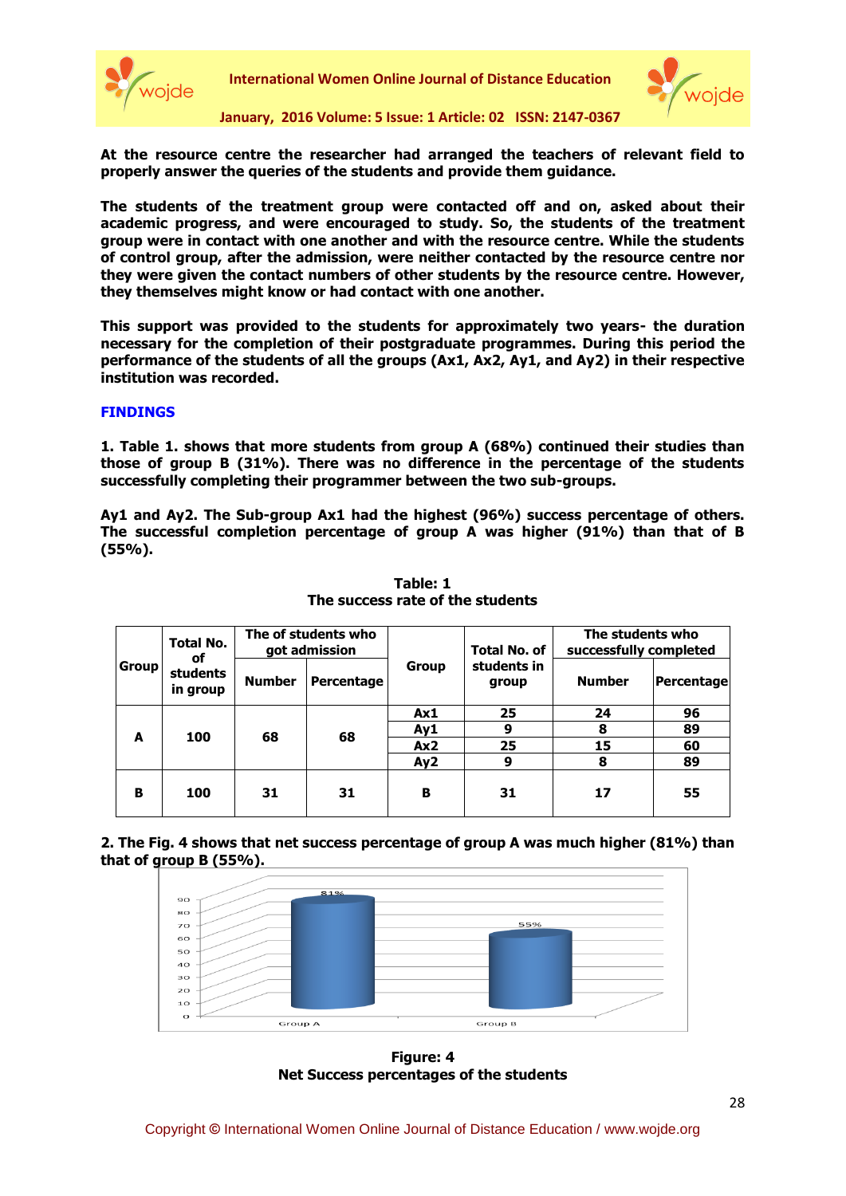**At the resource centre the researcher had arranged the teachers of relevant field to properly answer the queries of the students and provide them guidance.**

**The students of the treatment group were contacted off and on, asked about their academic progress, and were encouraged to study. So, the students of the treatment group were in contact with one another and with the resource centre. While the students of control group, after the admission, were neither contacted by the resource centre nor they were given the contact numbers of other students by the resource centre. However, they themselves might know or had contact with one another.**

**This support was provided to the students for approximately two years- the duration necessary for the completion of their postgraduate programmes. During this period the performance of the students of all the groups (Ax1, Ax2, Ay1, and Ay2) in their respective institution was recorded.**

## FINDINGS

**1. Table 1. shows that more students from group A (68%) continued their studies than those of group B (31%). There was no difference in the percentage of the students successfully completing their programmer between the two sub-groups.**

**Ay1 and Ay2. The Sub-group Ax1 had the highest (96%) success percentage of others. The successful completion percentage of group A was higher (91%) than that of B (55%).**

**Table: 1**
**The success rate of the students**

| Group | Total No. of students in group | The of students who got admission | | Group | Total No. of students in group | The students who successfully completed | |
|---|---|---|---|---|---|---|---|
| | | Number | Percentage | | | Number | Percentage |
| A | 100 | 68 | 68 | Ax1 | 25 | 24 | 96 |
| | | | | Ay1 | 9 | 8 | 89 |
| | | | | Ax2 | 25 | 15 | 60 |
| | | | | Ay2 | 9 | 8 | 89 |
| B | 100 | 31 | 31 | B | 31 | 17 | 55 |

**2. The Fig. 4 shows that net success percentage of group A was much higher (81%) than that of group B (55%).**

**Figure: 4**
**Net Success percentages of the students**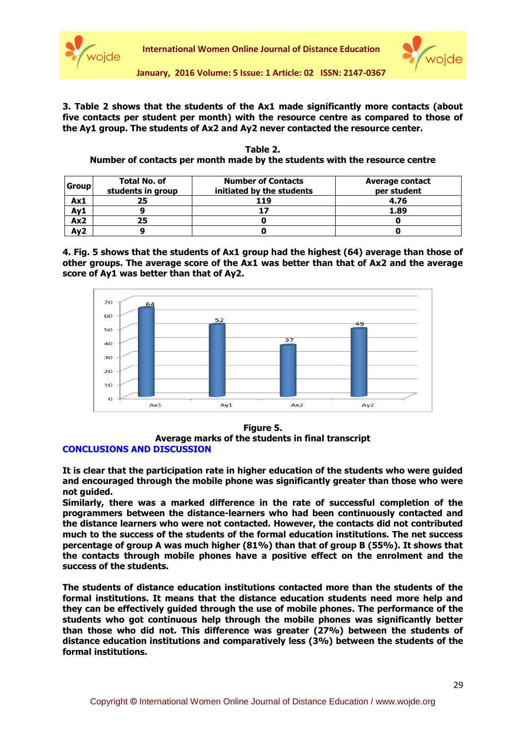**3. Table 2 shows that the students of the Ax1 made significantly more contacts (about five contacts per student per month) with the resource centre as compared to those of the Ay1 group. The students of Ax2 and Ay2 never contacted the resource center.**

**Table 2.**
**Number of contacts per month made by the students with the resource centre**

| Group | Total No. of students in group | Number of Contacts initiated by the students | Average contact per student |
|---|---|---|---|
| Ax1 | 25 | 119 | 4.76 |
| Ay1 | 9 | 17 | 1.89 |
| Ax2 | 25 | 0 | 0 |
| Ay2 | 9 | 0 | 0 |

**4. Fig. 5 shows that the students of Ax1 group had the highest (64) average than those of other groups. The average score of the Ax1 was better than that of Ax2 and the average score of Ay1 was better than that of Ay2.**

**Figure 5.**
**Average marks of the students in final transcript**

## CONCLUSIONS AND DISCUSSION

**It is clear that the participation rate in higher education of the students who were guided and encouraged through the mobile phone was significantly greater than those who were not guided.**
**Similarly, there was a marked difference in the rate of successful completion of the programmers between the distance-learners who had been continuously contacted and the distance learners who were not contacted. However, the contacts did not contributed much to the success of the students of the formal education institutions. The net success percentage of group A was much higher (81%) than that of group B (55%). It shows that the contacts through mobile phones have a positive effect on the enrolment and the success of the students.**

**The students of distance education institutions contacted more than the students of the formal institutions. It means that the distance education students need more help and they can be effectively guided through the use of mobile phones. The performance of the students who got continuous help through the mobile phones was significantly better than those who did not. This difference was greater (27%) between the students of distance education institutions and comparatively less (3%) between the students of the formal institutions.**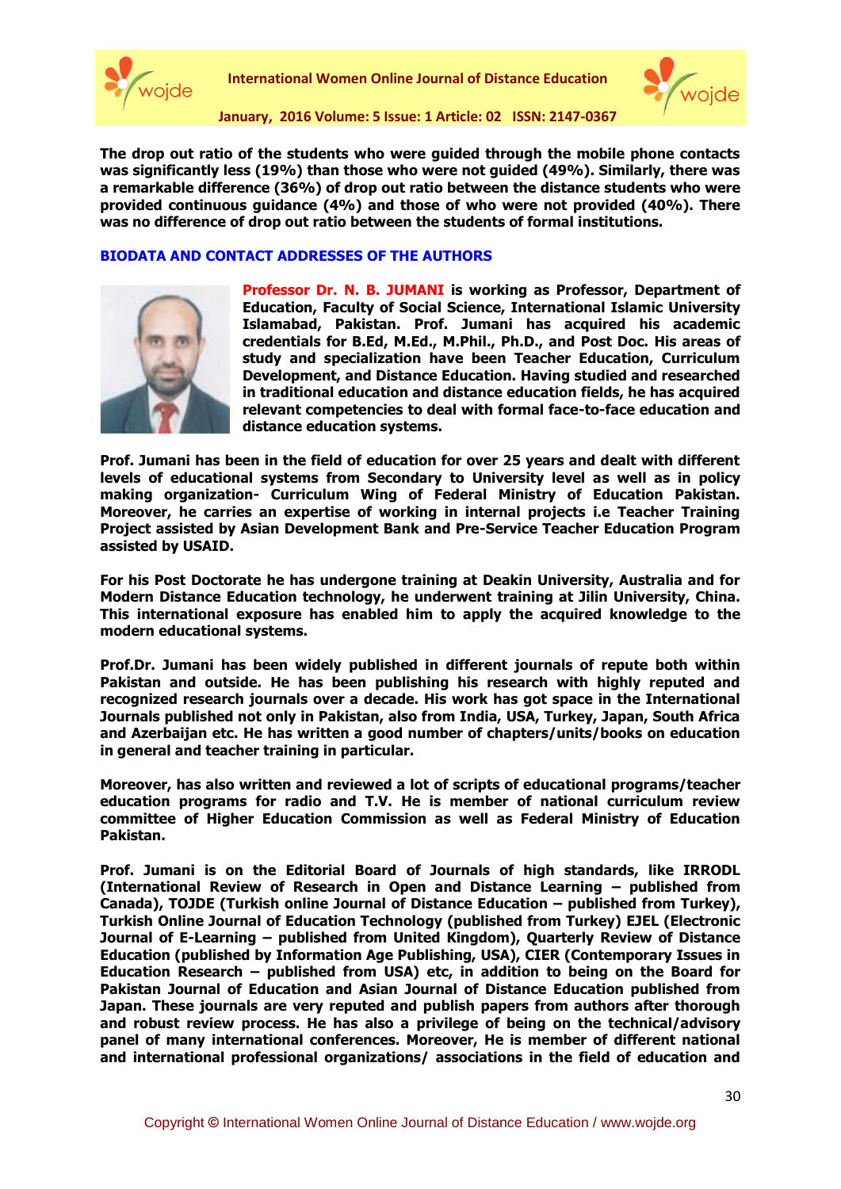**The drop out ratio of the students who were guided through the mobile phone contacts was significantly less (19%) than those who were not guided (49%). Similarly, there was a remarkable difference (36%) of drop out ratio between the distance students who were provided continuous guidance (4%) and those of who were not provided (40%). There was no difference of drop out ratio between the students of formal institutions.**

## BIODATA AND CONTACT ADDRESSES OF THE AUTHORS

**Professor Dr. N. B. JUMANI is working as Professor, Department of Education, Faculty of Social Science, International Islamic University Islamabad, Pakistan. Prof. Jumani has acquired his academic credentials for B.Ed, M.Ed., M.Phil., Ph.D., and Post Doc. His areas of study and specialization have been Teacher Education, Curriculum Development, and Distance Education. Having studied and researched in traditional education and distance education fields, he has acquired relevant competencies to deal with formal face-to-face education and distance education systems.**

**Prof. Jumani has been in the field of education for over 25 years and dealt with different levels of educational systems from Secondary to University level as well as in policy making organization- Curriculum Wing of Federal Ministry of Education Pakistan. Moreover, he carries an expertise of working in internal projects i.e Teacher Training Project assisted by Asian Development Bank and Pre-Service Teacher Education Program assisted by USAID.**

**For his Post Doctorate he has undergone training at Deakin University, Australia and for Modern Distance Education technology, he underwent training at Jilin University, China. This international exposure has enabled him to apply the acquired knowledge to the modern educational systems.**

**Prof.Dr. Jumani has been widely published in different journals of repute both within Pakistan and outside. He has been publishing his research with highly reputed and recognized research journals over a decade. His work has got space in the International Journals published not only in Pakistan, also from India, USA, Turkey, Japan, South Africa and Azerbaijan etc. He has written a good number of chapters/units/books on education in general and teacher training in particular.**

**Moreover, has also written and reviewed a lot of scripts of educational programs/teacher education programs for radio and T.V. He is member of national curriculum review committee of Higher Education Commission as well as Federal Ministry of Education Pakistan.**

**Prof. Jumani is on the Editorial Board of Journals of high standards, like IRRODL (International Review of Research in Open and Distance Learning – published from Canada), TOJDE (Turkish online Journal of Distance Education – published from Turkey), Turkish Online Journal of Education Technology (published from Turkey) EJEL (Electronic Journal of E-Learning – published from United Kingdom), Quarterly Review of Distance Education (published by Information Age Publishing, USA), CIER (Contemporary Issues in Education Research – published from USA) etc, in addition to being on the Board for Pakistan Journal of Education and Asian Journal of Distance Education published from Japan. These journals are very reputed and publish papers from authors after thorough and robust review process. He has also a privilege of being on the technical/advisory panel of many international conferences. Moreover, He is member of different national and international professional organizations/ associations in the field of education and**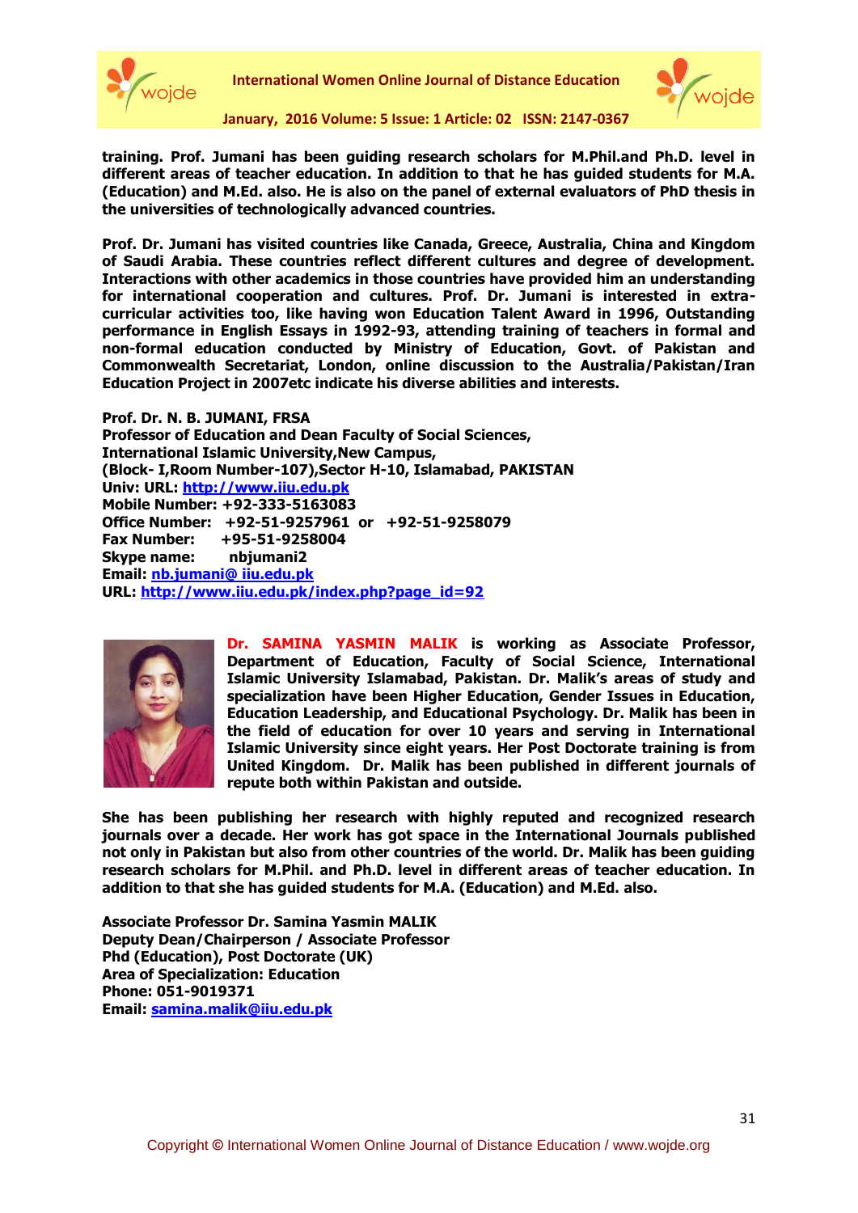**training. Prof. Jumani has been guiding research scholars for M.Phil.and Ph.D. level in different areas of teacher education. In addition to that he has guided students for M.A. (Education) and M.Ed. also. He is also on the panel of external evaluators of PhD thesis in the universities of technologically advanced countries.**

**Prof. Dr. Jumani has visited countries like Canada, Greece, Australia, China and Kingdom of Saudi Arabia. These countries reflect different cultures and degree of development. Interactions with other academics in those countries have provided him an understanding for international cooperation and cultures. Prof. Dr. Jumani is interested in extra-curricular activities too, like having won Education Talent Award in 1996, Outstanding performance in English Essays in 1992-93, attending training of teachers in formal and non-formal education conducted by Ministry of Education, Govt. of Pakistan and Commonwealth Secretariat, London, online discussion to the Australia/Pakistan/Iran Education Project in 2007etc indicate his diverse abilities and interests.**

**Prof. Dr. N. B. JUMANI, FRSA**
**Professor of Education and Dean Faculty of Social Sciences,**
**International Islamic University,New Campus,**
**(Block- I,Room Number-107),Sector H-10, Islamabad, PAKISTAN**
**Univ: URL: http://www.iiu.edu.pk**
**Mobile Number: +92-333-5163083**
**Office Number: +92-51-9257961 or +92-51-9258079**
**Fax Number: +95-51-9258004**
**Skype name: nbjumani2**
**Email: nb.jumani@ iiu.edu.pk**
**URL: http://www.iiu.edu.pk/index.php?page_id=92**

**Dr. SAMINA YASMIN MALIK is working as Associate Professor, Department of Education, Faculty of Social Science, International Islamic University Islamabad, Pakistan. Dr. Malik's areas of study and specialization have been Higher Education, Gender Issues in Education, Education Leadership, and Educational Psychology. Dr. Malik has been in the field of education for over 10 years and serving in International Islamic University since eight years. Her Post Doctorate training is from United Kingdom. Dr. Malik has been published in different journals of repute both within Pakistan and outside.**

**She has been publishing her research with highly reputed and recognized research journals over a decade. Her work has got space in the International Journals published not only in Pakistan but also from other countries of the world. Dr. Malik has been guiding research scholars for M.Phil. and Ph.D. level in different areas of teacher education. In addition to that she has guided students for M.A. (Education) and M.Ed. also.**

**Associate Professor Dr. Samina Yasmin MALIK**
**Deputy Dean/Chairperson / Associate Professor**
**Phd (Education), Post Doctorate (UK)**
**Area of Specialization: Education**
**Phone: 051-9019371**
**Email: samina.malik@iiu.edu.pk**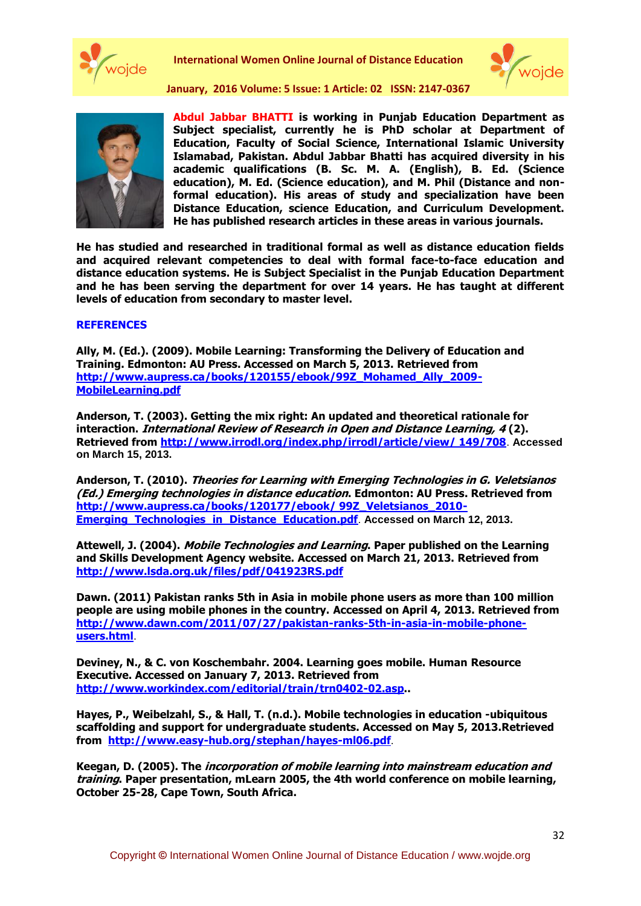**Abdul Jabbar BHATTI** is working in Punjab Education Department as Subject specialist, currently he is PhD scholar at Department of Education, Faculty of Social Science, International Islamic University Islamabad, Pakistan. Abdul Jabbar Bhatti has acquired diversity in his academic qualifications (B. Sc. M. A. (English), B. Ed. (Science education), M. Ed. (Science education), and M. Phil (Distance and non-formal education). His areas of study and specialization have been Distance Education, science Education, and Curriculum Development. He has published research articles in these areas in various journals.

He has studied and researched in traditional formal as well as distance education fields and acquired relevant competencies to deal with formal face-to-face education and distance education systems. He is Subject Specialist in the Punjab Education Department and he has been serving the department for over 14 years. He has taught at different levels of education from secondary to master level.

## REFERENCES

Ally, M. (Ed.). (2009). Mobile Learning: Transforming the Delivery of Education and Training. Edmonton: AU Press. Accessed on March 5, 2013. Retrieved from http://www.aupress.ca/books/120155/ebook/99Z_Mohamed_Ally_2009-MobileLearning.pdf

Anderson, T. (2003). Getting the mix right: An updated and theoretical rationale for interaction. *International Review of Research in Open and Distance Learning, 4* (2). Retrieved from http://www.irrodl.org/index.php/irrodl/article/view/ 149/708. Accessed on March 15, 2013.

Anderson, T. (2010). *Theories for Learning with Emerging Technologies in G. Veletsianos (Ed.) Emerging technologies in distance education*. Edmonton: AU Press. Retrieved from http://www.aupress.ca/books/120177/ebook/ 99Z_Veletsianos_2010-Emerging_Technologies_in_Distance_Education.pdf. Accessed on March 12, 2013.

Attewell, J. (2004). *Mobile Technologies and Learning*. Paper published on the Learning and Skills Development Agency website. Accessed on March 21, 2013. Retrieved from http://www.lsda.org.uk/files/pdf/041923RS.pdf

Dawn. (2011) Pakistan ranks 5th in Asia in mobile phone users as more than 100 million people are using mobile phones in the country. Accessed on April 4, 2013. Retrieved from http://www.dawn.com/2011/07/27/pakistan-ranks-5th-in-asia-in-mobile-phone-users.html.

Deviney, N., & C. von Koschembahr. 2004. Learning goes mobile. Human Resource Executive. Accessed on January 7, 2013. Retrieved from http://www.workindex.com/editorial/train/trn0402-02.asp..

Hayes, P., Weibelzahl, S., & Hall, T. (n.d.). Mobile technologies in education -ubiquitous scaffolding and support for undergraduate students. Accessed on May 5, 2013.Retrieved from http://www.easy-hub.org/stephan/hayes-ml06.pdf.

Keegan, D. (2005). The *incorporation of mobile learning into mainstream education and training*. Paper presentation, mLearn 2005, the 4th world conference on mobile learning, October 25-28, Cape Town, South Africa.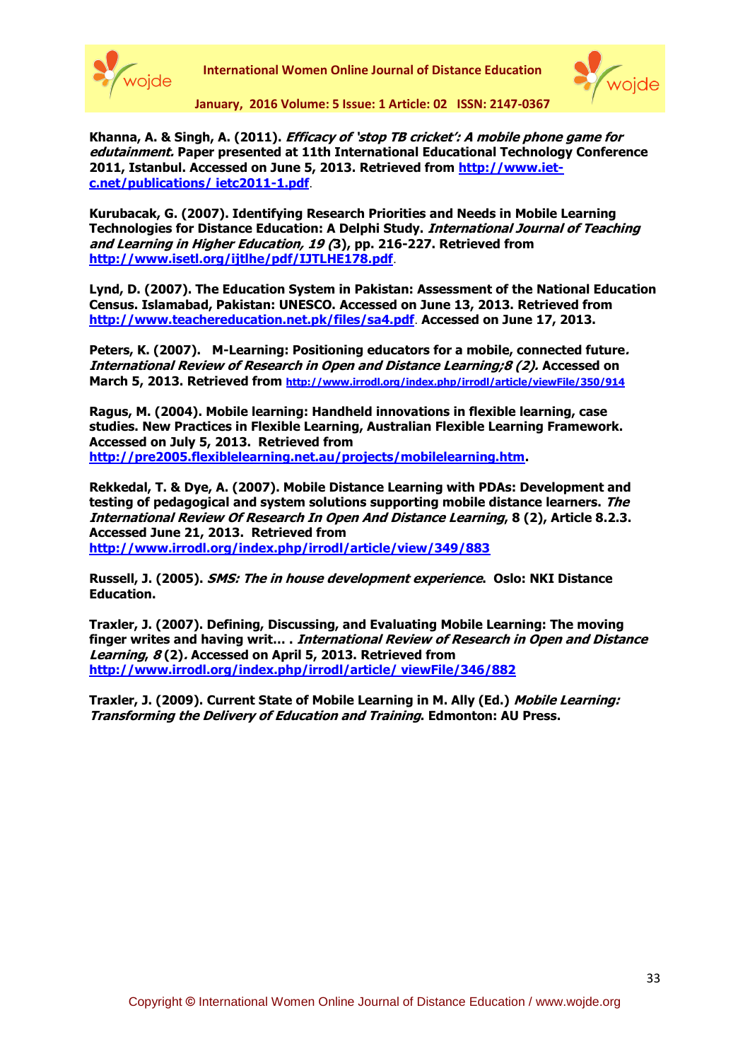**Khanna, A. & Singh, A. (2011).** ***Efficacy of 'stop TB cricket': A mobile phone game for edutainment.*** **Paper presented at 11th International Educational Technology Conference 2011, Istanbul. Accessed on June 5, 2013. Retrieved from http://www.iet-c.net/publications/ ietc2011-1.pdf.**

**Kurubacak, G. (2007). Identifying Research Priorities and Needs in Mobile Learning Technologies for Distance Education: A Delphi Study.** ***International Journal of Teaching and Learning in Higher Education, 19 (*****3), pp. 216-227. Retrieved from http://www.isetl.org/ijtlhe/pdf/IJTLHE178.pdf.**

**Lynd, D. (2007). The Education System in Pakistan: Assessment of the National Education Census. Islamabad, Pakistan: UNESCO. Accessed on June 13, 2013. Retrieved from http://www.teachereducation.net.pk/files/sa4.pdf. Accessed on June 17, 2013.**

**Peters, K. (2007). M-Learning: Positioning educators for a mobile, connected future*.*** ***International Review of Research in Open and Distance Learning;8 (2).*** **Accessed on March 5, 2013. Retrieved from http://www.irrodl.org/index.php/irrodl/article/viewFile/350/914**

**Ragus, M. (2004). Mobile learning: Handheld innovations in flexible learning, case studies. New Practices in Flexible Learning, Australian Flexible Learning Framework. Accessed on July 5, 2013. Retrieved from http://pre2005.flexiblelearning.net.au/projects/mobilelearning.htm.**

**Rekkedal, T. & Dye, A. (2007). Mobile Distance Learning with PDAs: Development and testing of pedagogical and system solutions supporting mobile distance learners.** ***The International Review Of Research In Open And Distance Learning*****, 8 (2), Article 8.2.3. Accessed June 21, 2013. Retrieved from http://www.irrodl.org/index.php/irrodl/article/view/349/883**

**Russell, J. (2005).** ***SMS: The in house development experience*****. Oslo: NKI Distance Education.**

**Traxler, J. (2007). Defining, Discussing, and Evaluating Mobile Learning: The moving finger writes and having writ… .** ***International Review of Research in Open and Distance Learning*****,** ***8*** **(2)*.*** **Accessed on April 5, 2013. Retrieved from http://www.irrodl.org/index.php/irrodl/article/ viewFile/346/882**

**Traxler, J. (2009). Current State of Mobile Learning in M. Ally (Ed.)** ***Mobile Learning: Transforming the Delivery of Education and Training*****. Edmonton: AU Press.**